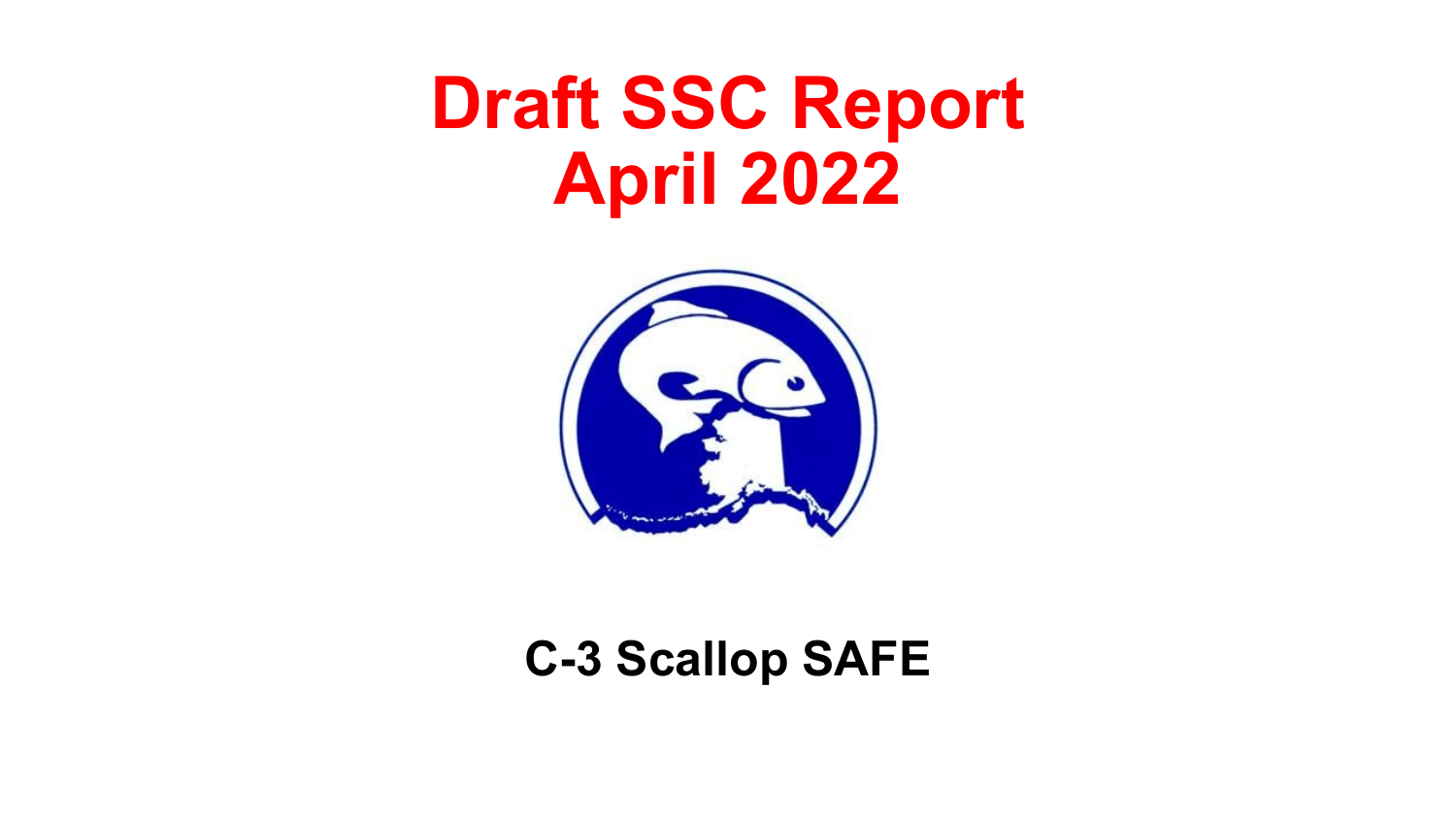# Draft SSC Report
# April 2022

## C-3 Scallop SAFE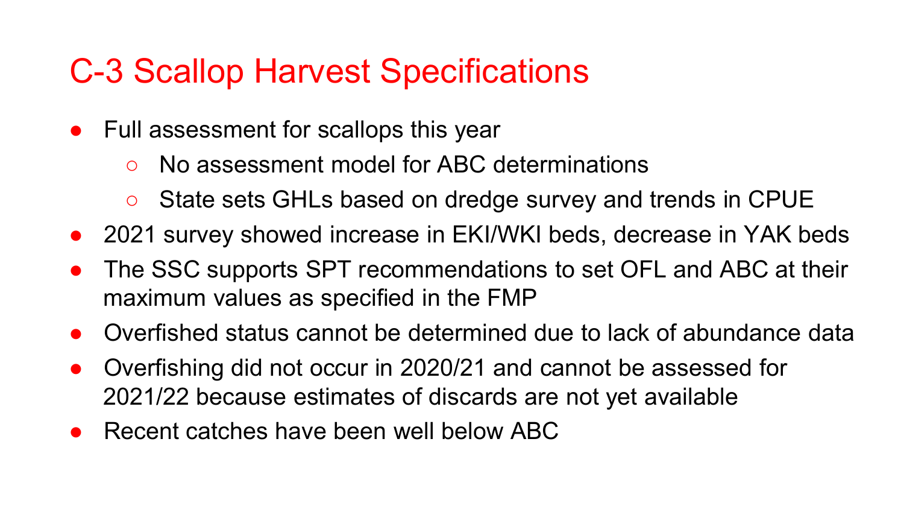# C-3 Scallop Harvest Specifications

- Full assessment for scallops this year
  - No assessment model for ABC determinations
  - State sets GHLs based on dredge survey and trends in CPUE
- 2021 survey showed increase in EKI/WKI beds, decrease in YAK beds
- The SSC supports SPT recommendations to set OFL and ABC at their maximum values as specified in the FMP
- Overfished status cannot be determined due to lack of abundance data
- Overfishing did not occur in 2020/21 and cannot be assessed for 2021/22 because estimates of discards are not yet available
- Recent catches have been well below ABC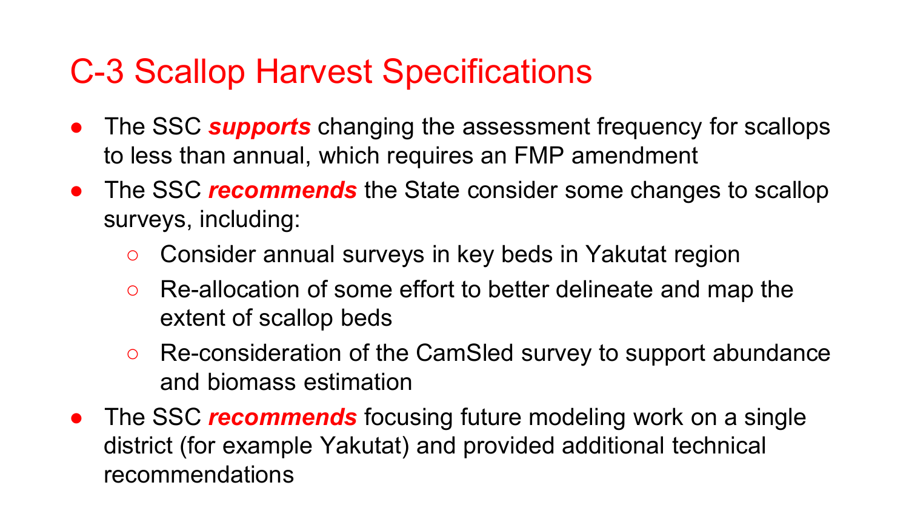# C-3 Scallop Harvest Specifications

- The SSC ***supports*** changing the assessment frequency for scallops to less than annual, which requires an FMP amendment
- The SSC ***recommends*** the State consider some changes to scallop surveys, including:
  - Consider annual surveys in key beds in Yakutat region
  - Re-allocation of some effort to better delineate and map the extent of scallop beds
  - Re-consideration of the CamSled survey to support abundance and biomass estimation
- The SSC ***recommends*** focusing future modeling work on a single district (for example Yakutat) and provided additional technical recommendations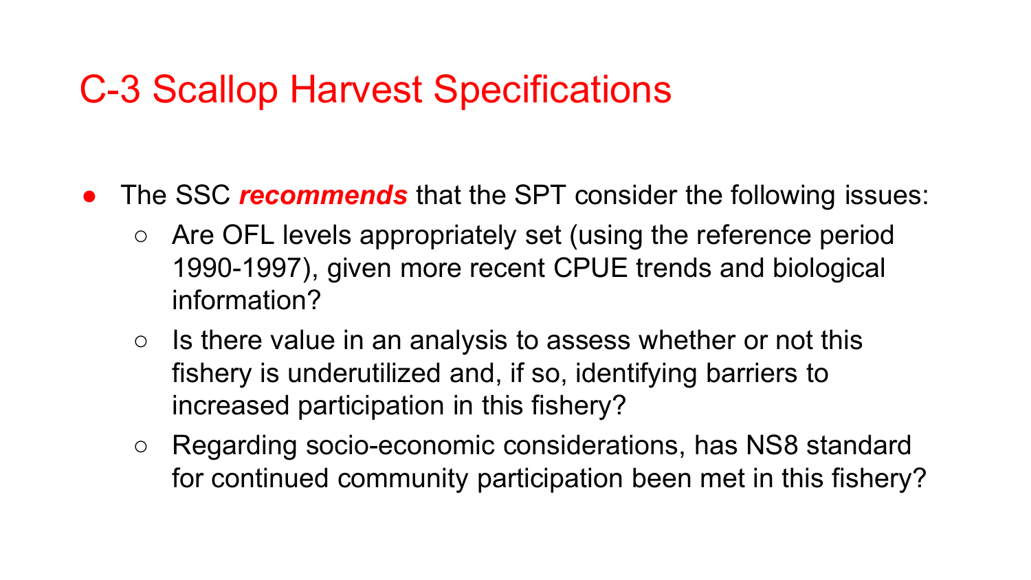# C-3 Scallop Harvest Specifications

- The SSC ***recommends*** that the SPT consider the following issues:
  - Are OFL levels appropriately set (using the reference period 1990-1997), given more recent CPUE trends and biological information?
  - Is there value in an analysis to assess whether or not this fishery is underutilized and, if so, identifying barriers to increased participation in this fishery?
  - Regarding socio-economic considerations, has NS8 standard for continued community participation been met in this fishery?